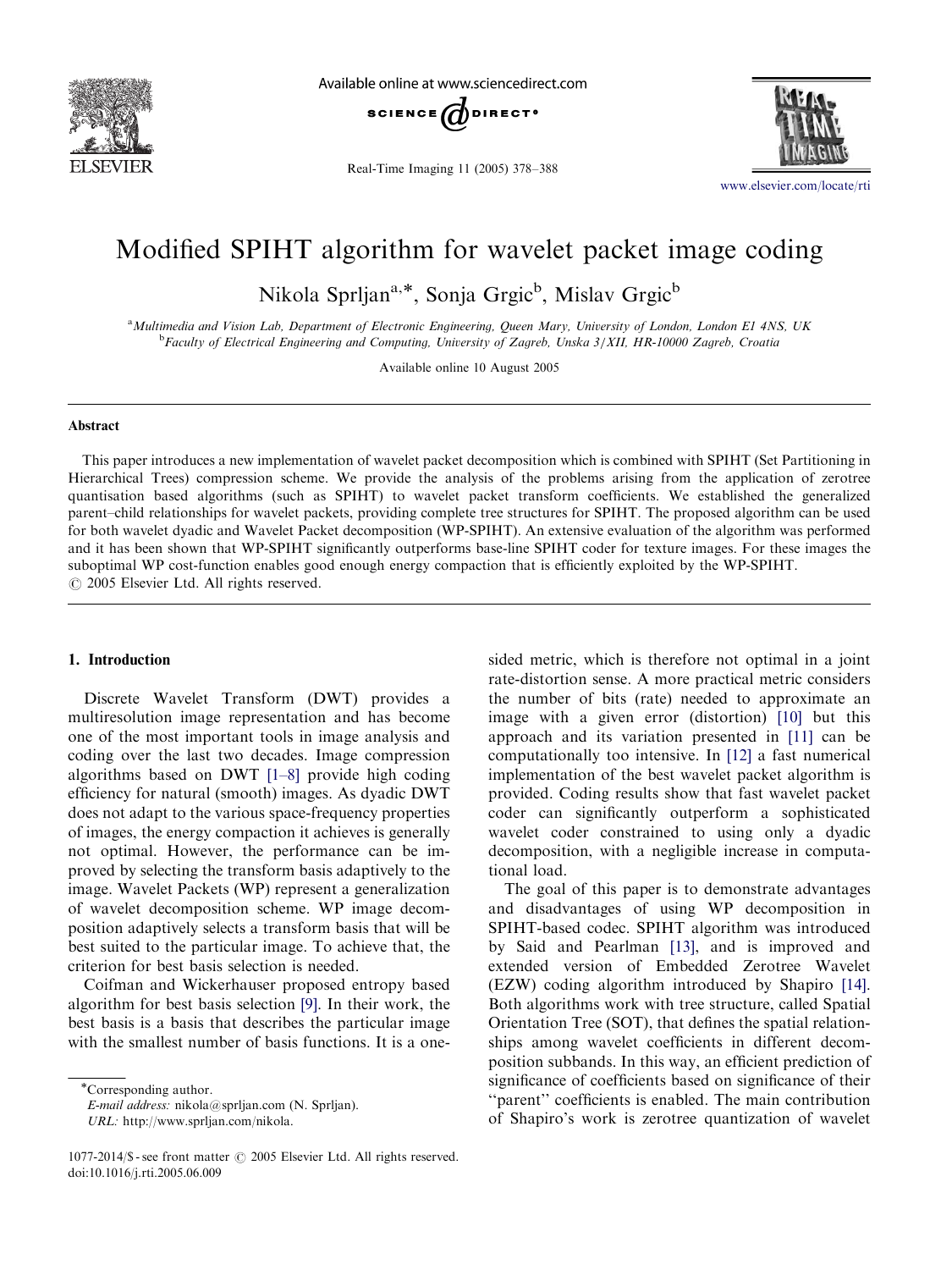# Modified SPIHT algorithm for wavelet packet image coding

Nikola Sprljan[a,*], Sonja Grgic[b], Mislav Grgic[b]

[a]Multimedia and Vision Lab, Department of Electronic Engineering, Queen Mary, University of London, London E1 4NS, UK
[b]Faculty of Electrical Engineering and Computing, University of Zagreb, Unska 3/XII, HR-10000 Zagreb, Croatia

Available online 10 August 2005

## Abstract

This paper introduces a new implementation of wavelet packet decomposition which is combined with SPIHT (Set Partitioning in Hierarchical Trees) compression scheme. We provide the analysis of the problems arising from the application of zerotree quantisation based algorithms (such as SPIHT) to wavelet packet transform coefficients. We established the generalized parent–child relationships for wavelet packets, providing complete tree structures for SPIHT. The proposed algorithm can be used for both wavelet dyadic and Wavelet Packet decomposition (WP-SPIHT). An extensive evaluation of the algorithm was performed and it has been shown that WP-SPIHT significantly outperforms base-line SPIHT coder for texture images. For these images the suboptimal WP cost-function enables good enough energy compaction that is efficiently exploited by the WP-SPIHT.
© 2005 Elsevier Ltd. All rights reserved.

## 1. Introduction

Discrete Wavelet Transform (DWT) provides a multiresolution image representation and has become one of the most important tools in image analysis and coding over the last two decades. Image compression algorithms based on DWT [1–8] provide high coding efficiency for natural (smooth) images. As dyadic DWT does not adapt to the various space-frequency properties of images, the energy compaction it achieves is generally not optimal. However, the performance can be improved by selecting the transform basis adaptively to the image. Wavelet Packets (WP) represent a generalization of wavelet decomposition scheme. WP image decomposition adaptively selects a transform basis that will be best suited to the particular image. To achieve that, the criterion for best basis selection is needed.

Coifman and Wickerhauser proposed entropy based algorithm for best basis selection [9]. In their work, the best basis is a basis that describes the particular image with the smallest number of basis functions. It is a one-sided metric, which is therefore not optimal in a joint rate-distortion sense. A more practical metric considers the number of bits (rate) needed to approximate an image with a given error (distortion) [10] but this approach and its variation presented in [11] can be computationally too intensive. In [12] a fast numerical implementation of the best wavelet packet algorithm is provided. Coding results show that fast wavelet packet coder can significantly outperform a sophisticated wavelet coder constrained to using only a dyadic decomposition, with a negligible increase in computational load.

The goal of this paper is to demonstrate advantages and disadvantages of using WP decomposition in SPIHT-based codec. SPIHT algorithm was introduced by Said and Pearlman [13], and is improved and extended version of Embedded Zerotree Wavelet (EZW) coding algorithm introduced by Shapiro [14]. Both algorithms work with tree structure, called Spatial Orientation Tree (SOT), that defines the spatial relationships among wavelet coefficients in different decomposition subbands. In this way, an efficient prediction of significance of coefficients based on significance of their "parent" coefficients is enabled. The main contribution of Shapiro's work is zerotree quantization of wavelet

*Corresponding author.
E-mail address: nikola@sprljan.com (N. Sprljan).
URL: http://www.sprljan.com/nikola.

1077-2014/$ - see front matter © 2005 Elsevier Ltd. All rights reserved.
doi:10.1016/j.rti.2005.06.009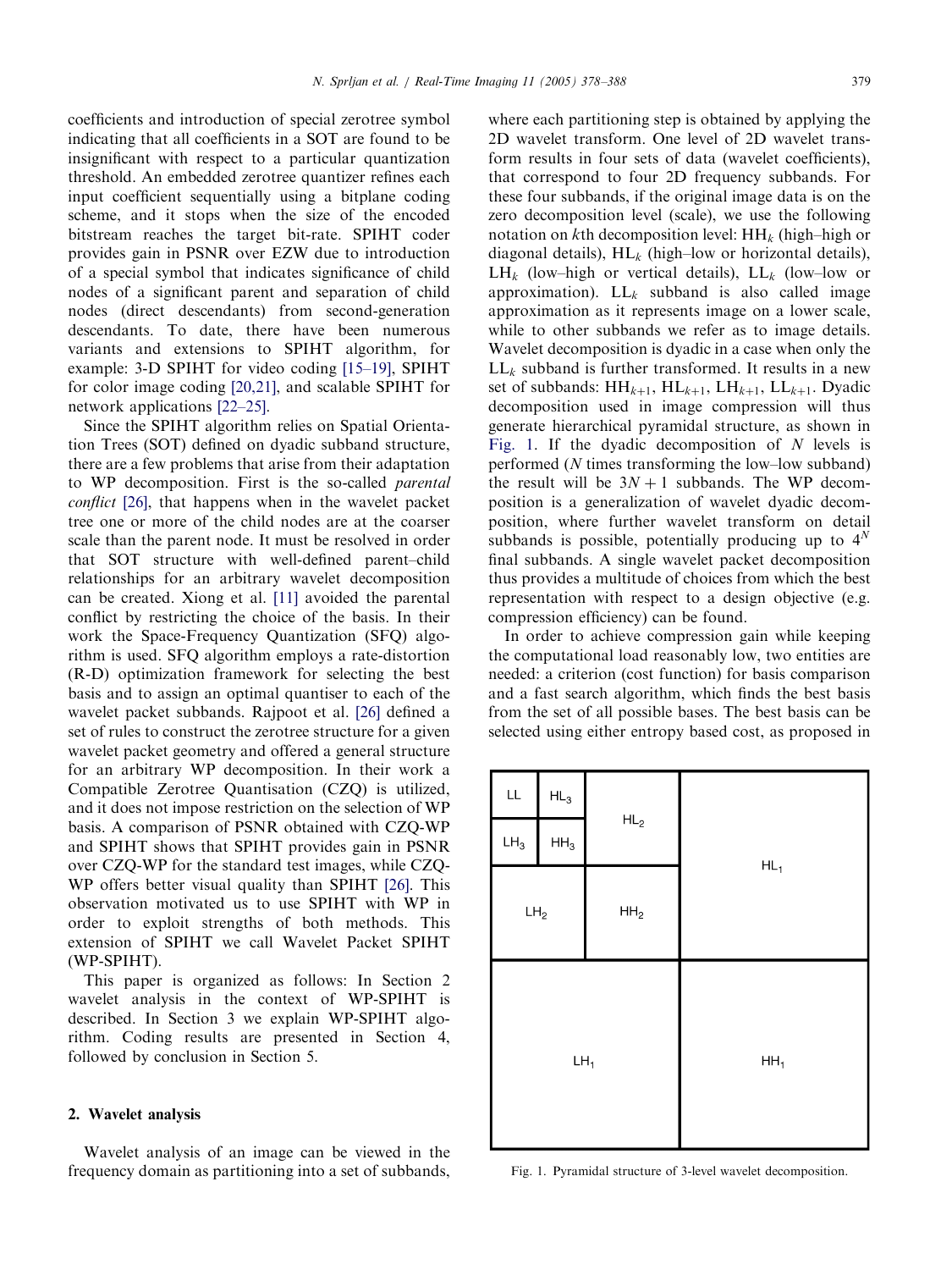coefficients and introduction of special zerotree symbol indicating that all coefficients in a SOT are found to be insignificant with respect to a particular quantization threshold. An embedded zerotree quantizer refines each input coefficient sequentially using a bitplane coding scheme, and it stops when the size of the encoded bitstream reaches the target bit-rate. SPIHT coder provides gain in PSNR over EZW due to introduction of a special symbol that indicates significance of child nodes of a significant parent and separation of child nodes (direct descendants) from second-generation descendants. To date, there have been numerous variants and extensions to SPIHT algorithm, for example: 3-D SPIHT for video coding [15–19], SPIHT for color image coding [20,21], and scalable SPIHT for network applications [22–25].

Since the SPIHT algorithm relies on Spatial Orientation Trees (SOT) defined on dyadic subband structure, there are a few problems that arise from their adaptation to WP decomposition. First is the so-called *parental conflict* [26], that happens when in the wavelet packet tree one or more of the child nodes are at the coarser scale than the parent node. It must be resolved in order that SOT structure with well-defined parent–child relationships for an arbitrary wavelet decomposition can be created. Xiong et al. [11] avoided the parental conflict by restricting the choice of the basis. In their work the Space-Frequency Quantization (SFQ) algorithm is used. SFQ algorithm employs a rate-distortion (R-D) optimization framework for selecting the best basis and to assign an optimal quantiser to each of the wavelet packet subbands. Rajpoot et al. [26] defined a set of rules to construct the zerotree structure for a given wavelet packet geometry and offered a general structure for an arbitrary WP decomposition. In their work a Compatible Zerotree Quantisation (CZQ) is utilized, and it does not impose restriction on the selection of WP basis. A comparison of PSNR obtained with CZQ-WP and SPIHT shows that SPIHT provides gain in PSNR over CZQ-WP for the standard test images, while CZQ-WP offers better visual quality than SPIHT [26]. This observation motivated us to use SPIHT with WP in order to exploit strengths of both methods. This extension of SPIHT we call Wavelet Packet SPIHT (WP-SPIHT).

This paper is organized as follows: In Section 2 wavelet analysis in the context of WP-SPIHT is described. In Section 3 we explain WP-SPIHT algorithm. Coding results are presented in Section 4, followed by conclusion in Section 5.

## 2. Wavelet analysis

Wavelet analysis of an image can be viewed in the frequency domain as partitioning into a set of subbands, where each partitioning step is obtained by applying the 2D wavelet transform. One level of 2D wavelet transform results in four sets of data (wavelet coefficients), that correspond to four 2D frequency subbands. For these four subbands, if the original image data is on the zero decomposition level (scale), we use the following notation on $k$th decomposition level: $HH_k$ (high–high or diagonal details), $HL_k$ (high–low or horizontal details), $LH_k$ (low–high or vertical details), $LL_k$ (low–low or approximation). $LL_k$ subband is also called image approximation as it represents image on a lower scale, while to other subbands we refer as to image details. Wavelet decomposition is dyadic in a case when only the $LL_k$ subband is further transformed. It results in a new set of subbands: $HH_{k+1}$, $HL_{k+1}$, $LH_{k+1}$, $LL_{k+1}$. Dyadic decomposition used in image compression will thus generate hierarchical pyramidal structure, as shown in Fig. 1. If the dyadic decomposition of $N$ levels is performed ($N$ times transforming the low–low subband) the result will be $3N+1$ subbands. The WP decomposition is a generalization of wavelet dyadic decomposition, where further wavelet transform on detail subbands is possible, potentially producing up to $4^N$ final subbands. A single wavelet packet decomposition thus provides a multitude of choices from which the best representation with respect to a design objective (e.g. compression efficiency) can be found.

In order to achieve compression gain while keeping the computational load reasonably low, two entities are needed: a criterion (cost function) for basis comparison and a fast search algorithm, which finds the best basis from the set of all possible bases. The best basis can be selected using either entropy based cost, as proposed in

| LL | $HL_3$ | $HL_2$ | $HL_1$ |
|---|---|---|---|
| $LH_3$ | $HH_3$ | | |
| $LH_2$ | | $HH_2$ | |
| $LH_1$ | | | $HH_1$ |

Fig. 1. Pyramidal structure of 3-level wavelet decomposition.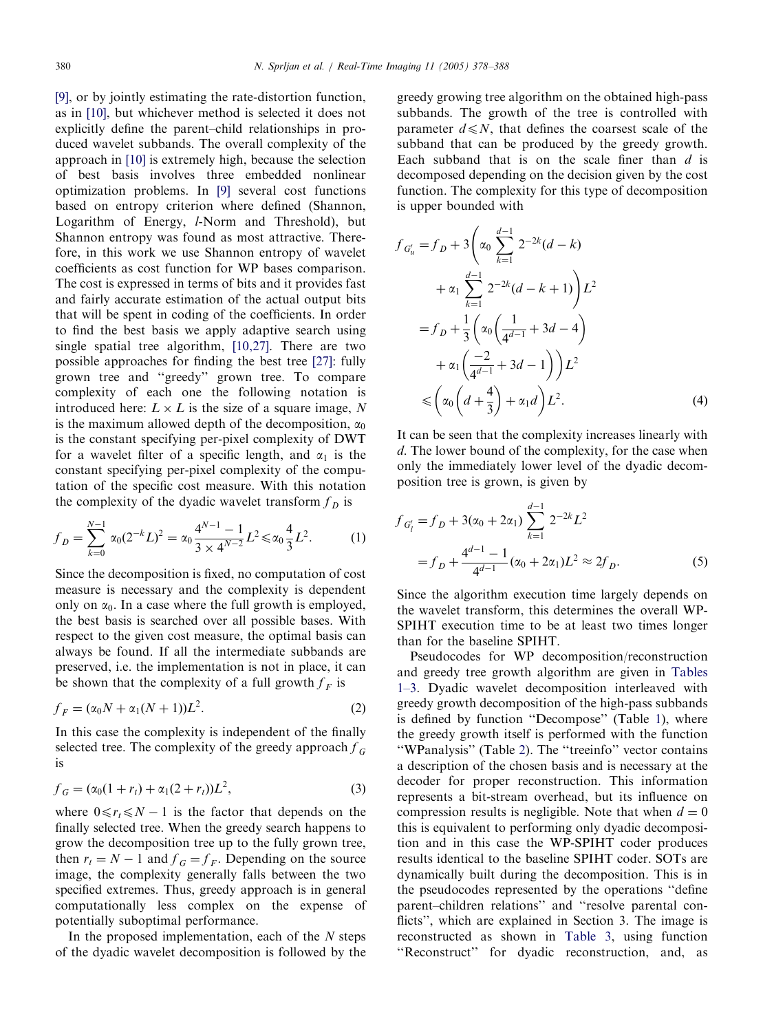[9], or by jointly estimating the rate-distortion function, as in [10], but whichever method is selected it does not explicitly define the parent–child relationships in produced wavelet subbands. The overall complexity of the approach in [10] is extremely high, because the selection of best basis involves three embedded nonlinear optimization problems. In [9] several cost functions based on entropy criterion where defined (Shannon, Logarithm of Energy, $l$-Norm and Threshold), but Shannon entropy was found as most attractive. Therefore, in this work we use Shannon entropy of wavelet coefficients as cost function for WP bases comparison. The cost is expressed in terms of bits and it provides fast and fairly accurate estimation of the actual output bits that will be spent in coding of the coefficients. In order to find the best basis we apply adaptive search using single spatial tree algorithm, [10,27]. There are two possible approaches for finding the best tree [27]: fully grown tree and "greedy" grown tree. To compare complexity of each one the following notation is introduced here: $L \times L$ is the size of a square image, $N$ is the maximum allowed depth of the decomposition, $\alpha_0$ is the constant specifying per-pixel complexity of DWT for a wavelet filter of a specific length, and $\alpha_1$ is the constant specifying per-pixel complexity of the computation of the specific cost measure. With this notation the complexity of the dyadic wavelet transform $f_D$ is

$$f_D = \sum_{k=0}^{N-1} \alpha_0 (2^{-k} L)^2 = \alpha_0 \frac{4^{N-1} - 1}{3 \times 4^{N-2}} L^2 \leqslant \alpha_0 \frac{4}{3} L^2. \tag{1}$$

Since the decomposition is fixed, no computation of cost measure is necessary and the complexity is dependent only on $\alpha_0$. In a case where the full growth is employed, the best basis is searched over all possible bases. With respect to the given cost measure, the optimal basis can always be found. If all the intermediate subbands are preserved, i.e. the implementation is not in place, it can be shown that the complexity of a full growth $f_F$ is

$$f_F = (\alpha_0 N + \alpha_1 (N+1)) L^2. \tag{2}$$

In this case the complexity is independent of the finally selected tree. The complexity of the greedy approach $f_G$ is

$$f_G = (\alpha_0 (1 + r_t) + \alpha_1 (2 + r_t)) L^2, \tag{3}$$

where $0 \leqslant r_t \leqslant N - 1$ is the factor that depends on the finally selected tree. When the greedy search happens to grow the decomposition tree up to the fully grown tree, then $r_t = N - 1$ and $f_G = f_F$. Depending on the source image, the complexity generally falls between the two specified extremes. Thus, greedy approach is in general computationally less complex on the expense of potentially suboptimal performance.

In the proposed implementation, each of the $N$ steps of the dyadic wavelet decomposition is followed by the greedy growing tree algorithm on the obtained high-pass subbands. The growth of the tree is controlled with parameter $d \leqslant N$, that defines the coarsest scale of the subband that can be produced by the greedy growth. Each subband that is on the scale finer than $d$ is decomposed depending on the decision given by the cost function. The complexity for this type of decomposition is upper bounded with

$$\begin{aligned} f_{G'_u} &= f_D + 3\left(\alpha_0 \sum_{k=1}^{d-1} 2^{-2k}(d-k) + \alpha_1 \sum_{k=1}^{d-1} 2^{-2k}(d-k+1)\right) L^2 \\ &= f_D + \frac{1}{3}\left(\alpha_0\left(\frac{1}{4^{d-1}} + 3d - 4\right) + \alpha_1\left(\frac{-2}{4^{d-1}} + 3d - 1\right)\right) L^2 \\ &\leqslant \left(\alpha_0\left(d + \frac{4}{3}\right) + \alpha_1 d\right) L^2. \end{aligned} \tag{4}$$

It can be seen that the complexity increases linearly with $d$. The lower bound of the complexity, for the case when only the immediately lower level of the dyadic decomposition tree is grown, is given by

$$\begin{aligned} f_{G'_l} &= f_D + 3(\alpha_0 + 2\alpha_1) \sum_{k=1}^{d-1} 2^{-2k} L^2 \\ &= f_D + \frac{4^{d-1} - 1}{4^{d-1}} (\alpha_0 + 2\alpha_1) L^2 \approx 2 f_D. \end{aligned} \tag{5}$$

Since the algorithm execution time largely depends on the wavelet transform, this determines the overall WP-SPIHT execution time to be at least two times longer than for the baseline SPIHT.

Pseudocodes for WP decomposition/reconstruction and greedy tree growth algorithm are given in Tables 1–3. Dyadic wavelet decomposition interleaved with greedy growth decomposition of the high-pass subbands is defined by function "Decompose" (Table 1), where the greedy growth itself is performed with the function "WPanalysis" (Table 2). The "treeinfo" vector contains a description of the chosen basis and is necessary at the decoder for proper reconstruction. This information represents a bit-stream overhead, but its influence on compression results is negligible. Note that when $d = 0$ this is equivalent to performing only dyadic decomposition and in this case the WP-SPIHT coder produces results identical to the baseline SPIHT coder. SOTs are dynamically built during the decomposition. This is in the pseudocodes represented by the operations "define parent–children relations" and "resolve parental conflicts", which are explained in Section 3. The image is reconstructed as shown in Table 3, using function "Reconstruct" for dyadic reconstruction, and, as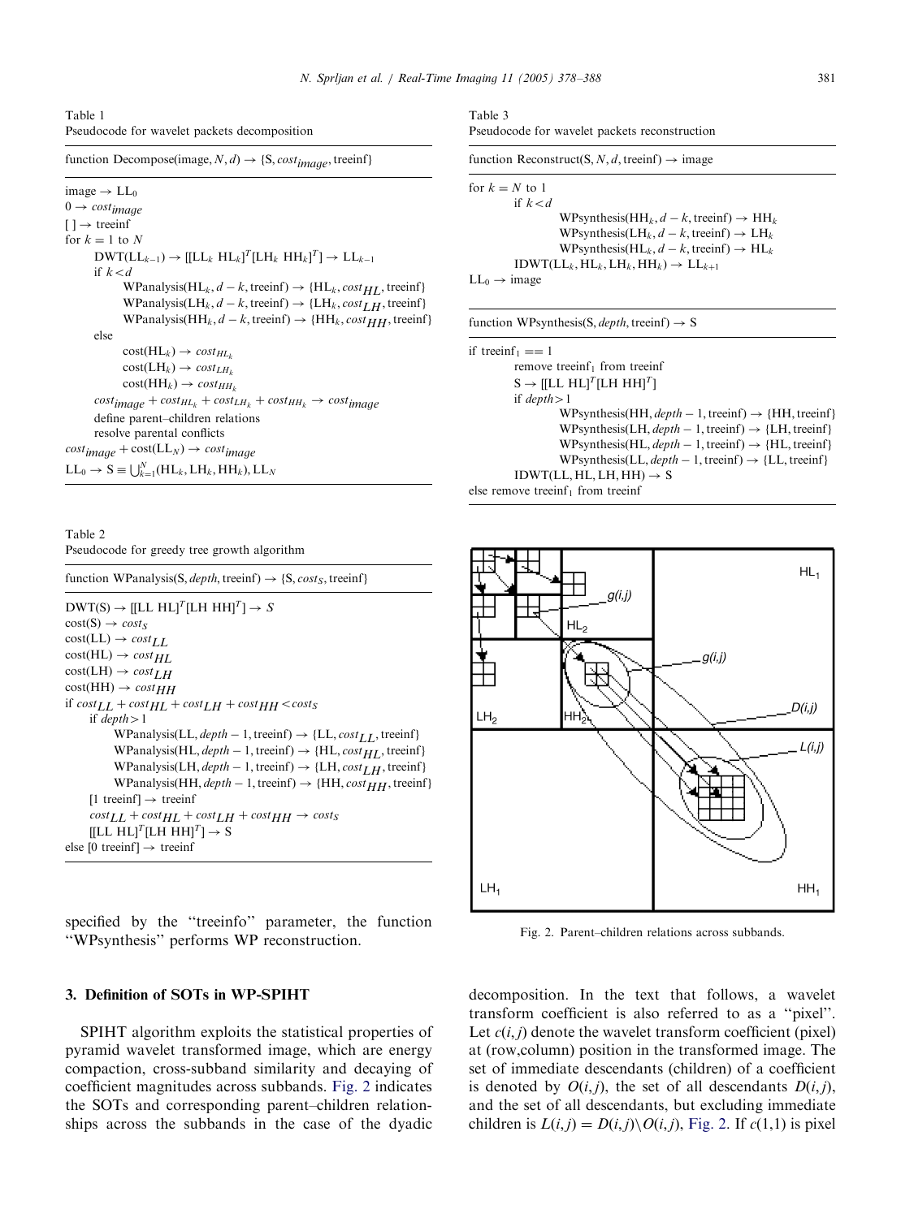Table 1
Pseudocode for wavelet packets decomposition

```
function Decompose(image, N, d) → {S, cost_image, treeinf}

image → LL_0
0 → cost_image
[ ] → treeinf
for k = 1 to N
      DWT(LL_{k-1}) → [[LL_k HL_k]^T[LH_k HH_k]^T] → LL_{k-1}
      if k < d
            WPanalysis(HL_k, d − k, treeinf) → {HL_k, cost_HL, treeinf}
            WPanalysis(LH_k, d − k, treeinf) → {LH_k, cost_LH, treeinf}
            WPanalysis(HH_k, d − k, treeinf) → {HH_k, cost_HH, treeinf}
      else
            cost(HL_k) → cost_HL_k
            cost(LH_k) → cost_LH_k
            cost(HH_k) → cost_HH_k
      cost_image + cost_HL_k + cost_LH_k + cost_HH_k → cost_image
      define parent–children relations
      resolve parental conflicts
cost_image + cost(LL_N) → cost_image
LL_0 → S ≡ ∪_{k=1}^{N}(HL_k, LH_k, HH_k), LL_N
```

Table 2
Pseudocode for greedy tree growth algorithm

```
function WPanalysis(S, depth, treeinf) → {S, cost_S, treeinf}

DWT(S) → [[LL HL]^T[LH HH]^T] → S
cost(S) → cost_S
cost(LL) → cost_LL
cost(HL) → cost_HL
cost(LH) → cost_LH
cost(HH) → cost_HH
if cost_LL + cost_HL + cost_LH + cost_HH < cost_S
      if depth > 1
            WPanalysis(LL, depth − 1, treeinf) → {LL, cost_LL, treeinf}
            WPanalysis(HL, depth − 1, treeinf) → {HL, cost_HL, treeinf}
            WPanalysis(LH, depth − 1, treeinf) → {LH, cost_LH, treeinf}
            WPanalysis(HH, depth − 1, treeinf) → {HH, cost_HH, treeinf}
      [1 treeinf] → treeinf
      cost_LL + cost_HL + cost_LH + cost_HH → cost_S
      [[LL HL]^T[LH HH]^T] → S
else [0 treeinf] → treeinf
```

Table 3
Pseudocode for wavelet packets reconstruction

```
function Reconstruct(S, N, d, treeinf) → image

for k = N to 1
      if k < d
            WPsynthesis(HH_k, d − k, treeinf) → HH_k
            WPsynthesis(LH_k, d − k, treeinf) → LH_k
            WPsynthesis(HL_k, d − k, treeinf) → HL_k
      IDWT(LL_k, HL_k, LH_k, HH_k) → LL_{k+1}
LL_0 → image
```

```
function WPsynthesis(S, depth, treeinf) → S

if treeinf_1 == 1
      remove treeinf_1 from treeinf
      S → [[LL HL]^T[LH HH]^T]
      if depth > 1
            WPsynthesis(HH, depth − 1, treeinf) → {HH, treeinf}
            WPsynthesis(LH, depth − 1, treeinf) → {LH, treeinf}
            WPsynthesis(HL, depth − 1, treeinf) → {HL, treeinf}
            WPsynthesis(LL, depth − 1, treeinf) → {LL, treeinf}
      IDWT(LL, HL, LH, HH) → S
else remove treeinf_1 from treeinf
```

specified by the "treeinfo" parameter, the function "WPsynthesis" performs WP reconstruction.

## 3. Definition of SOTs in WP-SPIHT

SPIHT algorithm exploits the statistical properties of pyramid wavelet transformed image, which are energy compaction, cross-subband similarity and decaying of coefficient magnitudes across subbands. Fig. 2 indicates the SOTs and corresponding parent–children relationships across the subbands in the case of the dyadic decomposition. In the text that follows, a wavelet transform coefficient is also referred to as a "pixel". Let $c(i,j)$ denote the wavelet transform coefficient (pixel) at (row,column) position in the transformed image. The set of immediate descendants (children) of a coefficient is denoted by $O(i,j)$, the set of all descendants $D(i,j)$, and the set of all descendants, but excluding immediate children is $L(i,j) = D(i,j)\backslash O(i,j)$, Fig. 2. If $c(1,1)$ is pixel

Fig. 2. Parent–children relations across subbands.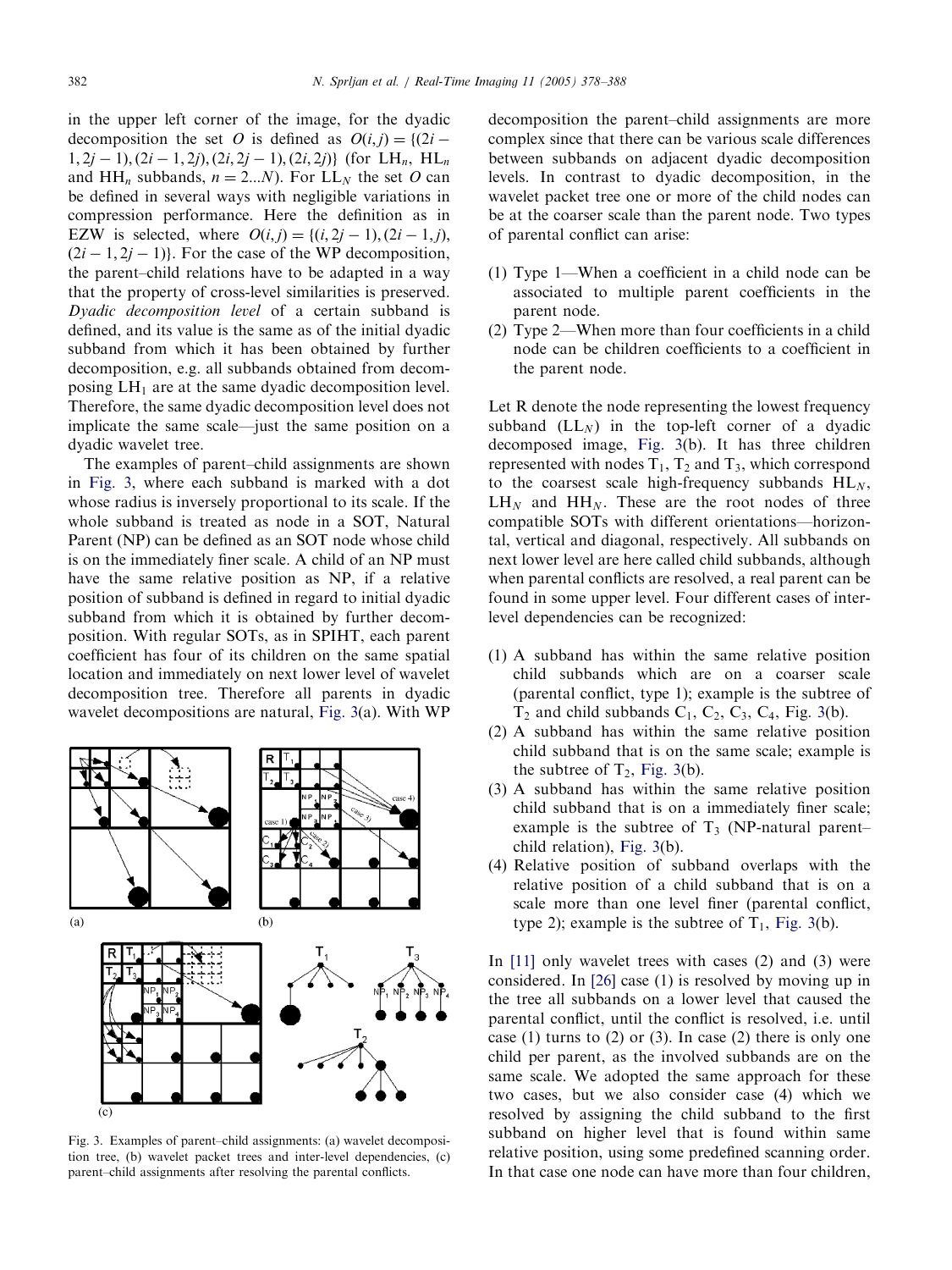in the upper left corner of the image, for the dyadic decomposition the set $O$ is defined as $O(i,j) = \{(2i-1, 2j-1), (2i-1, 2j), (2i, 2j-1), (2i, 2j)\}$ (for $LH_n$, $HL_n$ and $HH_n$ subbands, $n = 2...N$). For $LL_N$ the set $O$ can be defined in several ways with negligible variations in compression performance. Here the definition as in EZW is selected, where $O(i,j) = \{(i, 2j-1), (2i-1, j), (2i-1, 2j-1)\}$. For the case of the WP decomposition, the parent–child relations have to be adapted in a way that the property of cross-level similarities is preserved. *Dyadic decomposition level* of a certain subband is defined, and its value is the same as of the initial dyadic subband from which it has been obtained by further decomposition, e.g. all subbands obtained from decomposing $LH_1$ are at the same dyadic decomposition level. Therefore, the same dyadic decomposition level does not implicate the same scale—just the same position on a dyadic wavelet tree.

The examples of parent–child assignments are shown in Fig. 3, where each subband is marked with a dot whose radius is inversely proportional to its scale. If the whole subband is treated as node in a SOT, Natural Parent (NP) can be defined as an SOT node whose child is on the immediately finer scale. A child of an NP must have the same relative position as NP, if a relative position of subband is defined in regard to initial dyadic subband from which it is obtained by further decomposition. With regular SOTs, as in SPIHT, each parent coefficient has four of its children on the same spatial location and immediately on next lower level of wavelet decomposition tree. Therefore all parents in dyadic wavelet decompositions are natural, Fig. 3(a). With WP decomposition the parent–child assignments are more complex since that there can be various scale differences between subbands on adjacent dyadic decomposition levels. In contrast to dyadic decomposition, in the wavelet packet tree one or more of the child nodes can be at the coarser scale than the parent node. Two types of parental conflict can arise:

(1) Type 1—When a coefficient in a child node can be associated to multiple parent coefficients in the parent node.
(2) Type 2—When more than four coefficients in a child node can be children coefficients to a coefficient in the parent node.

Let R denote the node representing the lowest frequency subband ($LL_N$) in the top-left corner of a dyadic decomposed image, Fig. 3(b). It has three children represented with nodes $T_1$, $T_2$ and $T_3$, which correspond to the coarsest scale high-frequency subbands $HL_N$, $LH_N$ and $HH_N$. These are the root nodes of three compatible SOTs with different orientations—horizontal, vertical and diagonal, respectively. All subbands on next lower level are here called child subbands, although when parental conflicts are resolved, a real parent can be found in some upper level. Four different cases of inter-level dependencies can be recognized:

(1) A subband has within the same relative position child subbands which are on a coarser scale (parental conflict, type 1); example is the subtree of $T_2$ and child subbands $C_1$, $C_2$, $C_3$, $C_4$, Fig. 3(b).
(2) A subband has within the same relative position child subband that is on the same scale; example is the subtree of $T_2$, Fig. 3(b).
(3) A subband has within the same relative position child subband that is on a immediately finer scale; example is the subtree of $T_3$ (NP-natural parent–child relation), Fig. 3(b).
(4) Relative position of subband overlaps with the relative position of a child subband that is on a scale more than one level finer (parental conflict, type 2); example is the subtree of $T_1$, Fig. 3(b).

Fig. 3. Examples of parent–child assignments: (a) wavelet decomposition tree, (b) wavelet packet trees and inter-level dependencies, (c) parent–child assignments after resolving the parental conflicts.

In [11] only wavelet trees with cases (2) and (3) were considered. In [26] case (1) is resolved by moving up in the tree all subbands on a lower level that caused the parental conflict, until the conflict is resolved, i.e. until case (1) turns to (2) or (3). In case (2) there is only one child per parent, as the involved subbands are on the same scale. We adopted the same approach for these two cases, but we also consider case (4) which we resolved by assigning the child subband to the first subband on higher level that is found within same relative position, using some predefined scanning order. In that case one node can have more than four children,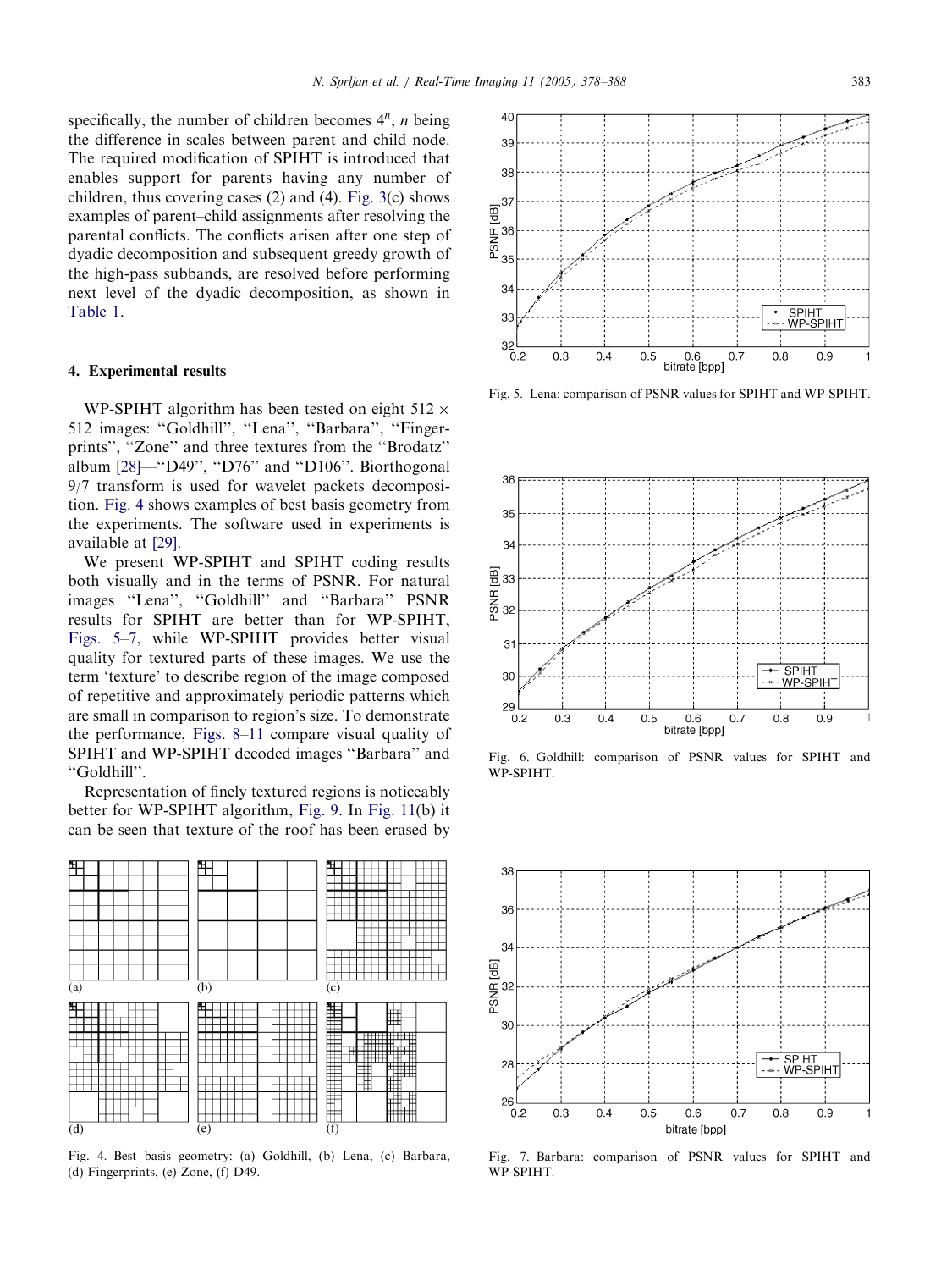specifically, the number of children becomes $4^n$, $n$ being the difference in scales between parent and child node. The required modification of SPIHT is introduced that enables support for parents having any number of children, thus covering cases (2) and (4). Fig. 3(c) shows examples of parent–child assignments after resolving the parental conflicts. The conflicts arisen after one step of dyadic decomposition and subsequent greedy growth of the high-pass subbands, are resolved before performing next level of the dyadic decomposition, as shown in Table 1.

## 4. Experimental results

WP-SPIHT algorithm has been tested on eight 512 × 512 images: "Goldhill", "Lena", "Barbara", "Fingerprints", "Zone" and three textures from the "Brodatz" album [28]—"D49", "D76" and "D106". Biorthogonal 9/7 transform is used for wavelet packets decomposition. Fig. 4 shows examples of best basis geometry from the experiments. The software used in experiments is available at [29].

We present WP-SPIHT and SPIHT coding results both visually and in the terms of PSNR. For natural images "Lena", "Goldhill" and "Barbara" PSNR results for SPIHT are better than for WP-SPIHT, Figs. 5–7, while WP-SPIHT provides better visual quality for textured parts of these images. We use the term 'texture' to describe region of the image composed of repetitive and approximately periodic patterns which are small in comparison to region's size. To demonstrate the performance, Figs. 8–11 compare visual quality of SPIHT and WP-SPIHT decoded images "Barbara" and "Goldhill".

Representation of finely textured regions is noticeably better for WP-SPIHT algorithm, Fig. 9. In Fig. 11(b) it can be seen that texture of the roof has been erased by

Fig. 4. Best basis geometry: (a) Goldhill, (b) Lena, (c) Barbara, (d) Fingerprints, (e) Zone, (f) D49.

Fig. 5. Lena: comparison of PSNR values for SPIHT and WP-SPIHT.

Fig. 6. Goldhill: comparison of PSNR values for SPIHT and WP-SPIHT.

Fig. 7. Barbara: comparison of PSNR values for SPIHT and WP-SPIHT.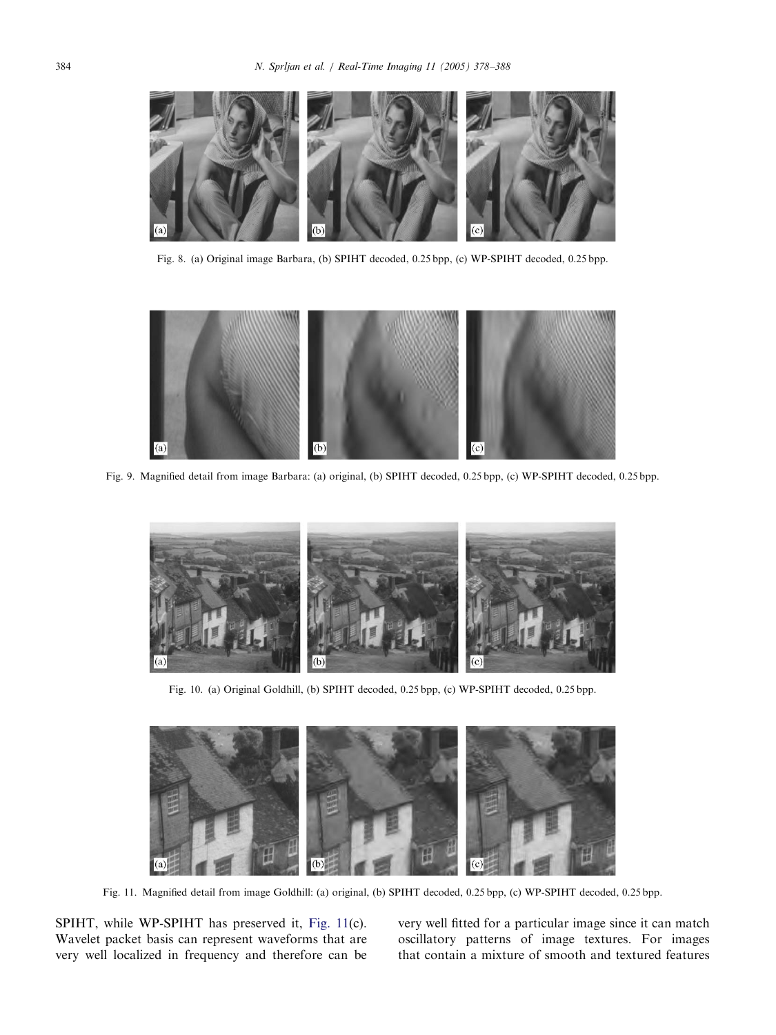Fig. 8. (a) Original image Barbara, (b) SPIHT decoded, 0.25 bpp, (c) WP-SPIHT decoded, 0.25 bpp.

Fig. 9. Magnified detail from image Barbara: (a) original, (b) SPIHT decoded, 0.25 bpp, (c) WP-SPIHT decoded, 0.25 bpp.

Fig. 10. (a) Original Goldhill, (b) SPIHT decoded, 0.25 bpp, (c) WP-SPIHT decoded, 0.25 bpp.

Fig. 11. Magnified detail from image Goldhill: (a) original, (b) SPIHT decoded, 0.25 bpp, (c) WP-SPIHT decoded, 0.25 bpp.

SPIHT, while WP-SPIHT has preserved it, Fig. 11(c). Wavelet packet basis can represent waveforms that are very well localized in frequency and therefore can be very well fitted for a particular image since it can match oscillatory patterns of image textures. For images that contain a mixture of smooth and textured features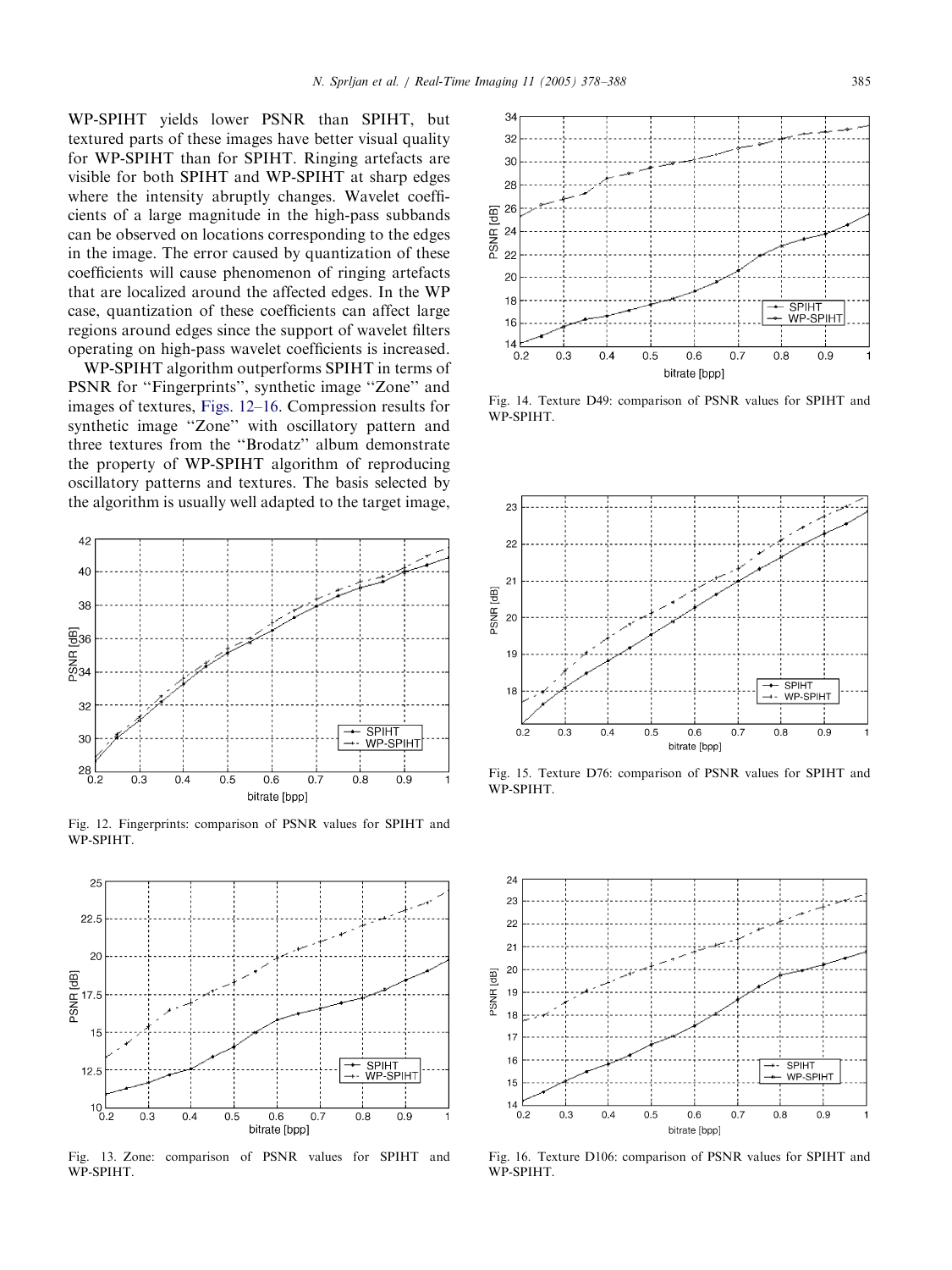WP-SPIHT yields lower PSNR than SPIHT, but textured parts of these images have better visual quality for WP-SPIHT than for SPIHT. Ringing artefacts are visible for both SPIHT and WP-SPIHT at sharp edges where the intensity abruptly changes. Wavelet coefficients of a large magnitude in the high-pass subbands can be observed on locations corresponding to the edges in the image. The error caused by quantization of these coefficients will cause phenomenon of ringing artefacts that are localized around the affected edges. In the WP case, quantization of these coefficients can affect large regions around edges since the support of wavelet filters operating on high-pass wavelet coefficients is increased.

WP-SPIHT algorithm outperforms SPIHT in terms of PSNR for "Fingerprints", synthetic image "Zone" and images of textures, Figs. 12–16. Compression results for synthetic image "Zone" with oscillatory pattern and three textures from the "Brodatz" album demonstrate the property of WP-SPIHT algorithm of reproducing oscillatory patterns and textures. The basis selected by the algorithm is usually well adapted to the target image,

Fig. 12. Fingerprints: comparison of PSNR values for SPIHT and WP-SPIHT.

Fig. 13. Zone: comparison of PSNR values for SPIHT and WP-SPIHT.

Fig. 14. Texture D49: comparison of PSNR values for SPIHT and WP-SPIHT.

Fig. 15. Texture D76: comparison of PSNR values for SPIHT and WP-SPIHT.

Fig. 16. Texture D106: comparison of PSNR values for SPIHT and WP-SPIHT.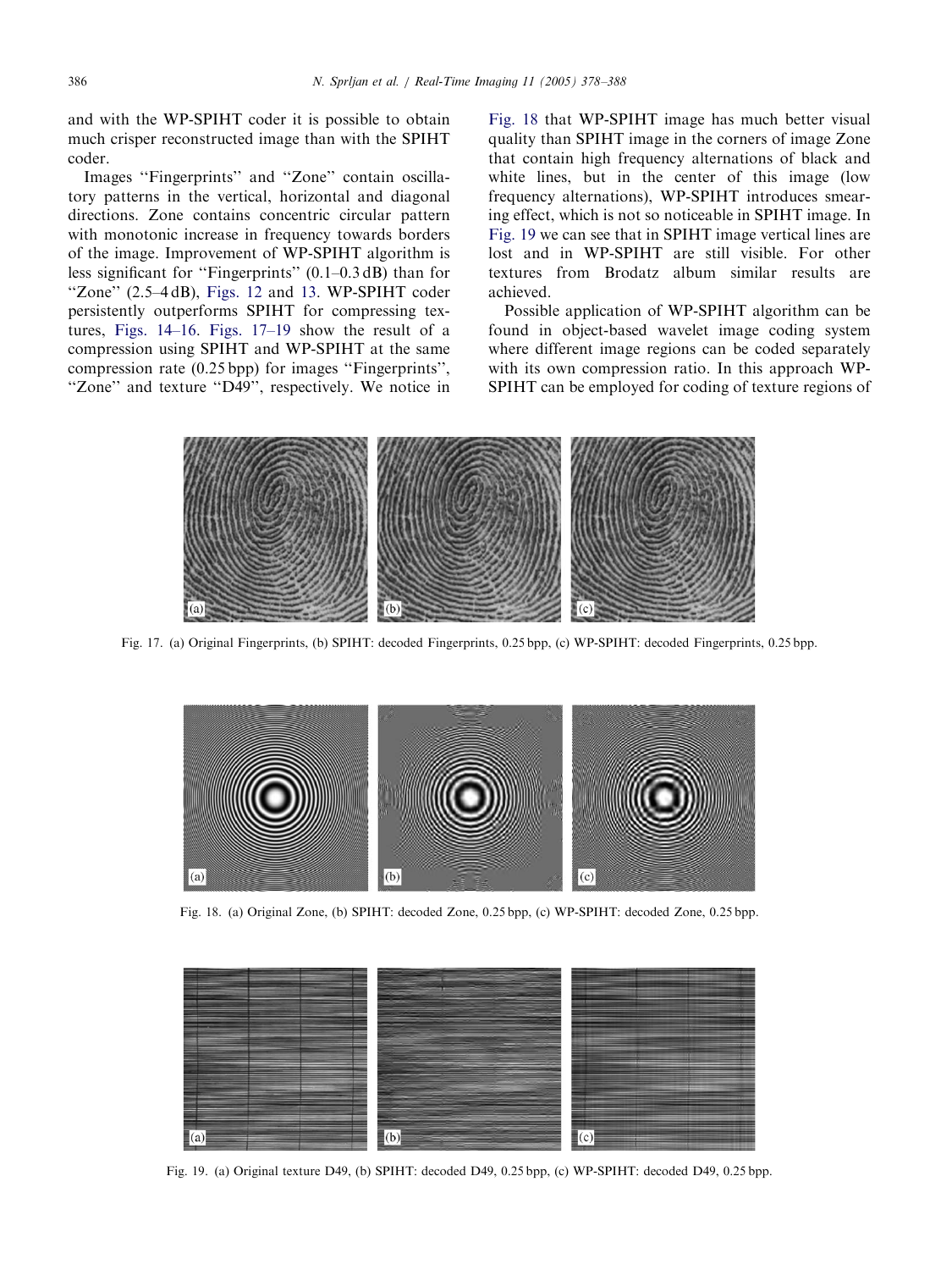and with the WP-SPIHT coder it is possible to obtain much crisper reconstructed image than with the SPIHT coder.

Images "Fingerprints" and "Zone" contain oscillatory patterns in the vertical, horizontal and diagonal directions. Zone contains concentric circular pattern with monotonic increase in frequency towards borders of the image. Improvement of WP-SPIHT algorithm is less significant for "Fingerprints" (0.1–0.3 dB) than for "Zone" (2.5–4 dB), Figs. 12 and 13. WP-SPIHT coder persistently outperforms SPIHT for compressing textures, Figs. 14–16. Figs. 17–19 show the result of a compression using SPIHT and WP-SPIHT at the same compression rate (0.25 bpp) for images "Fingerprints", "Zone" and texture "D49", respectively. We notice in Fig. 18 that WP-SPIHT image has much better visual quality than SPIHT image in the corners of image Zone that contain high frequency alternations of black and white lines, but in the center of this image (low frequency alternations), WP-SPIHT introduces smearing effect, which is not so noticeable in SPIHT image. In Fig. 19 we can see that in SPIHT image vertical lines are lost and in WP-SPIHT are still visible. For other textures from Brodatz album similar results are achieved.

Possible application of WP-SPIHT algorithm can be found in object-based wavelet image coding system where different image regions can be coded separately with its own compression ratio. In this approach WP-SPIHT can be employed for coding of texture regions of

Fig. 17. (a) Original Fingerprints, (b) SPIHT: decoded Fingerprints, 0.25 bpp, (c) WP-SPIHT: decoded Fingerprints, 0.25 bpp.

Fig. 18. (a) Original Zone, (b) SPIHT: decoded Zone, 0.25 bpp, (c) WP-SPIHT: decoded Zone, 0.25 bpp.

Fig. 19. (a) Original texture D49, (b) SPIHT: decoded D49, 0.25 bpp, (c) WP-SPIHT: decoded D49, 0.25 bpp.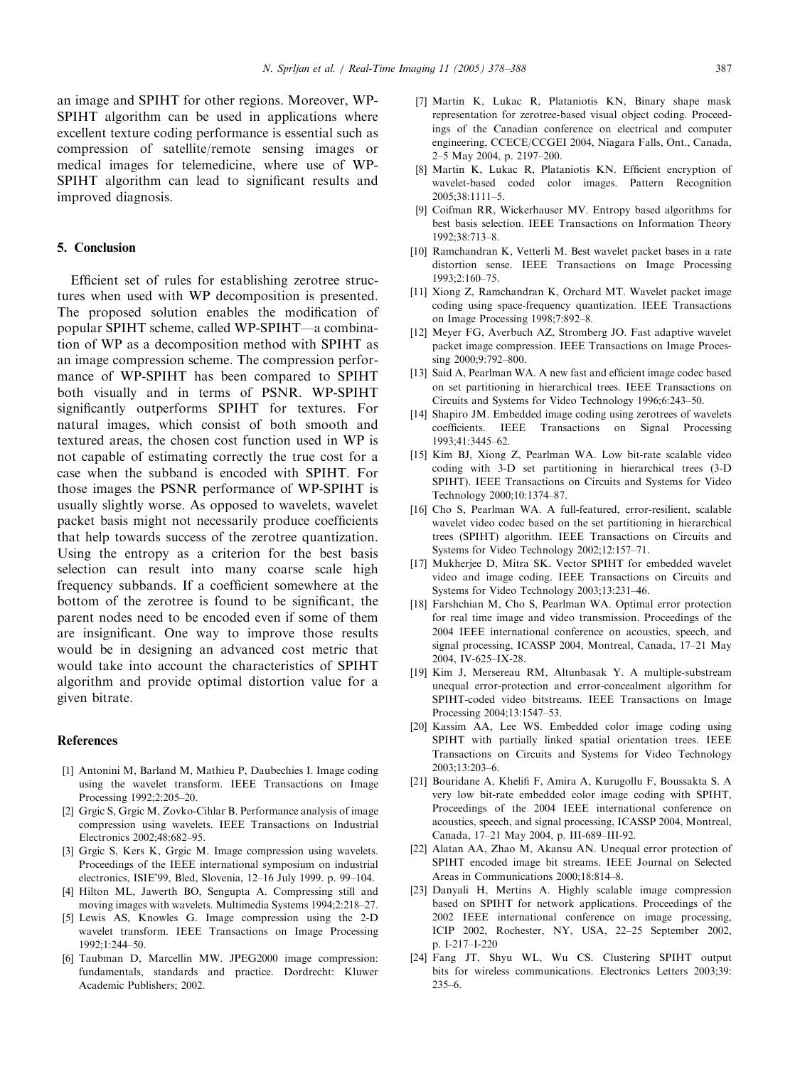an image and SPIHT for other regions. Moreover, WP-SPIHT algorithm can be used in applications where excellent texture coding performance is essential such as compression of satellite/remote sensing images or medical images for telemedicine, where use of WP-SPIHT algorithm can lead to significant results and improved diagnosis.

## 5. Conclusion

Efficient set of rules for establishing zerotree structures when used with WP decomposition is presented. The proposed solution enables the modification of popular SPIHT scheme, called WP-SPIHT—a combination of WP as a decomposition method with SPIHT as an image compression scheme. The compression performance of WP-SPIHT has been compared to SPIHT both visually and in terms of PSNR. WP-SPIHT significantly outperforms SPIHT for textures. For natural images, which consist of both smooth and textured areas, the chosen cost function used in WP is not capable of estimating correctly the true cost for a case when the subband is encoded with SPIHT. For those images the PSNR performance of WP-SPIHT is usually slightly worse. As opposed to wavelets, wavelet packet basis might not necessarily produce coefficients that help towards success of the zerotree quantization. Using the entropy as a criterion for the best basis selection can result into many coarse scale high frequency subbands. If a coefficient somewhere at the bottom of the zerotree is found to be significant, the parent nodes need to be encoded even if some of them are insignificant. One way to improve those results would be in designing an advanced cost metric that would take into account the characteristics of SPIHT algorithm and provide optimal distortion value for a given bitrate.

## References

[1] Antonini M, Barland M, Mathieu P, Daubechies I. Image coding using the wavelet transform. IEEE Transactions on Image Processing 1992;2:205–20.

[2] Grgic S, Grgic M, Zovko-Cihlar B. Performance analysis of image compression using wavelets. IEEE Transactions on Industrial Electronics 2002;48:682–95.

[3] Grgic S, Kers K, Grgic M. Image compression using wavelets. Proceedings of the IEEE international symposium on industrial electronics, ISIE'99, Bled, Slovenia, 12–16 July 1999. p. 99–104.

[4] Hilton ML, Jawerth BO, Sengupta A. Compressing still and moving images with wavelets. Multimedia Systems 1994;2:218–27.

[5] Lewis AS, Knowles G. Image compression using the 2-D wavelet transform. IEEE Transactions on Image Processing 1992;1:244–50.

[6] Taubman D, Marcellin MW. JPEG2000 image compression: fundamentals, standards and practice. Dordrecht: Kluwer Academic Publishers; 2002.

[7] Martin K, Lukac R, Plataniotis KN, Binary shape mask representation for zerotree-based visual object coding. Proceedings of the Canadian conference on electrical and computer engineering, CCECE/CCGEI 2004, Niagara Falls, Ont., Canada, 2–5 May 2004, p. 2197–200.

[8] Martin K, Lukac R, Plataniotis KN. Efficient encryption of wavelet-based coded color images. Pattern Recognition 2005;38:1111–5.

[9] Coifman RR, Wickerhauser MV. Entropy based algorithms for best basis selection. IEEE Transactions on Information Theory 1992;38:713–8.

[10] Ramchandran K, Vetterli M. Best wavelet packet bases in a rate distortion sense. IEEE Transactions on Image Processing 1993;2:160–75.

[11] Xiong Z, Ramchandran K, Orchard MT. Wavelet packet image coding using space-frequency quantization. IEEE Transactions on Image Processing 1998;7:892–8.

[12] Meyer FG, Averbuch AZ, Stromberg JO. Fast adaptive wavelet packet image compression. IEEE Transactions on Image Processing 2000;9:792–800.

[13] Said A, Pearlman WA. A new fast and efficient image codec based on set partitioning in hierarchical trees. IEEE Transactions on Circuits and Systems for Video Technology 1996;6:243–50.

[14] Shapiro JM. Embedded image coding using zerotrees of wavelets coefficients. IEEE Transactions on Signal Processing 1993;41:3445–62.

[15] Kim BJ, Xiong Z, Pearlman WA. Low bit-rate scalable video coding with 3-D set partitioning in hierarchical trees (3-D SPIHT). IEEE Transactions on Circuits and Systems for Video Technology 2000;10:1374–87.

[16] Cho S, Pearlman WA. A full-featured, error-resilient, scalable wavelet video codec based on the set partitioning in hierarchical trees (SPIHT) algorithm. IEEE Transactions on Circuits and Systems for Video Technology 2002;12:157–71.

[17] Mukherjee D, Mitra SK. Vector SPIHT for embedded wavelet video and image coding. IEEE Transactions on Circuits and Systems for Video Technology 2003;13:231–46.

[18] Farshchian M, Cho S, Pearlman WA. Optimal error protection for real time image and video transmission. Proceedings of the 2004 IEEE international conference on acoustics, speech, and signal processing, ICASSP 2004, Montreal, Canada, 17–21 May 2004, IV-625–IX-28.

[19] Kim J, Mersereau RM, Altunbasak Y. A multiple-substream unequal error-protection and error-concealment algorithm for SPIHT-coded video bitstreams. IEEE Transactions on Image Processing 2004;13:1547–53.

[20] Kassim AA, Lee WS. Embedded color image coding using SPIHT with partially linked spatial orientation trees. IEEE Transactions on Circuits and Systems for Video Technology 2003;13:203–6.

[21] Bouridane A, Khelifi F, Amira A, Kurugollu F, Boussakta S. A very low bit-rate embedded color image coding with SPIHT, Proceedings of the 2004 IEEE international conference on acoustics, speech, and signal processing, ICASSP 2004, Montreal, Canada, 17–21 May 2004, p. III-689–III-92.

[22] Alatan AA, Zhao M, Akansu AN. Unequal error protection of SPIHT encoded image bit streams. IEEE Journal on Selected Areas in Communications 2000;18:814–8.

[23] Danyali H, Mertins A. Highly scalable image compression based on SPIHT for network applications. Proceedings of the 2002 IEEE international conference on image processing, ICIP 2002, Rochester, NY, USA, 22–25 September 2002, p. I-217–I-220

[24] Fang JT, Shyu WL, Wu CS. Clustering SPIHT output bits for wireless communications. Electronics Letters 2003;39: 235–6.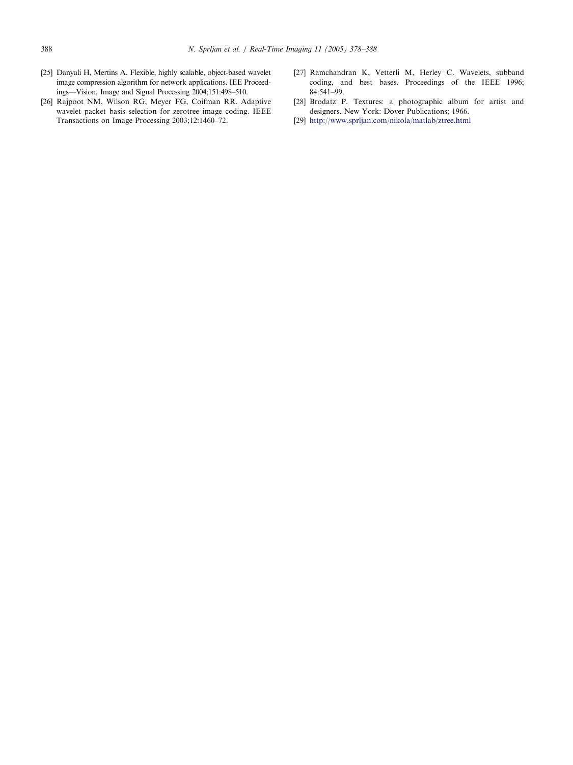[25] Danyali H, Mertins A. Flexible, highly scalable, object-based wavelet image compression algorithm for network applications. IEE Proceedings—Vision, Image and Signal Processing 2004;151:498–510.

[26] Rajpoot NM, Wilson RG, Meyer FG, Coifman RR. Adaptive wavelet packet basis selection for zerotree image coding. IEEE Transactions on Image Processing 2003;12:1460–72.

[27] Ramchandran K, Vetterli M, Herley C. Wavelets, subband coding, and best bases. Proceedings of the IEEE 1996; 84:541–99.

[28] Brodatz P. Textures: a photographic album for artist and designers. New York: Dover Publications; 1966.

[29] http://www.sprljan.com/nikola/matlab/ztree.html